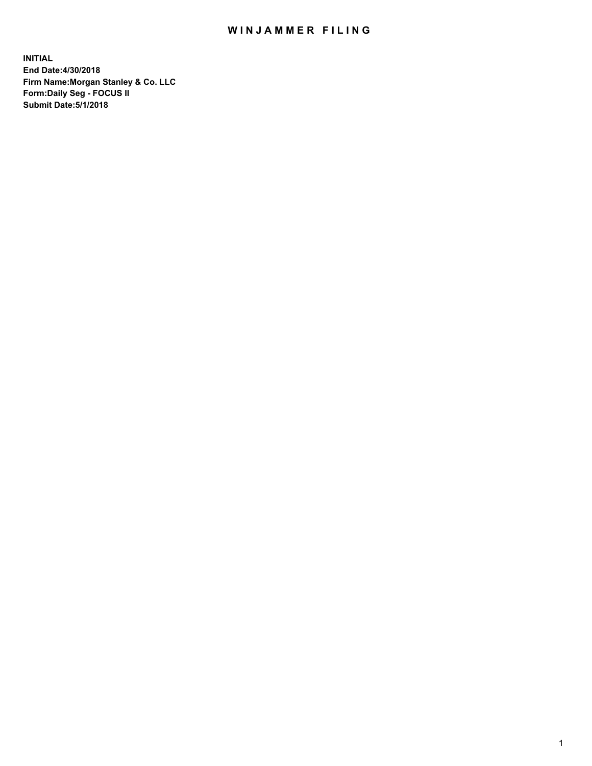# WINJAMMER FILING

**INITIAL**
**End Date:4/30/2018**
**Firm Name:Morgan Stanley & Co. LLC**
**Form:Daily Seg - FOCUS II**
**Submit Date:5/1/2018**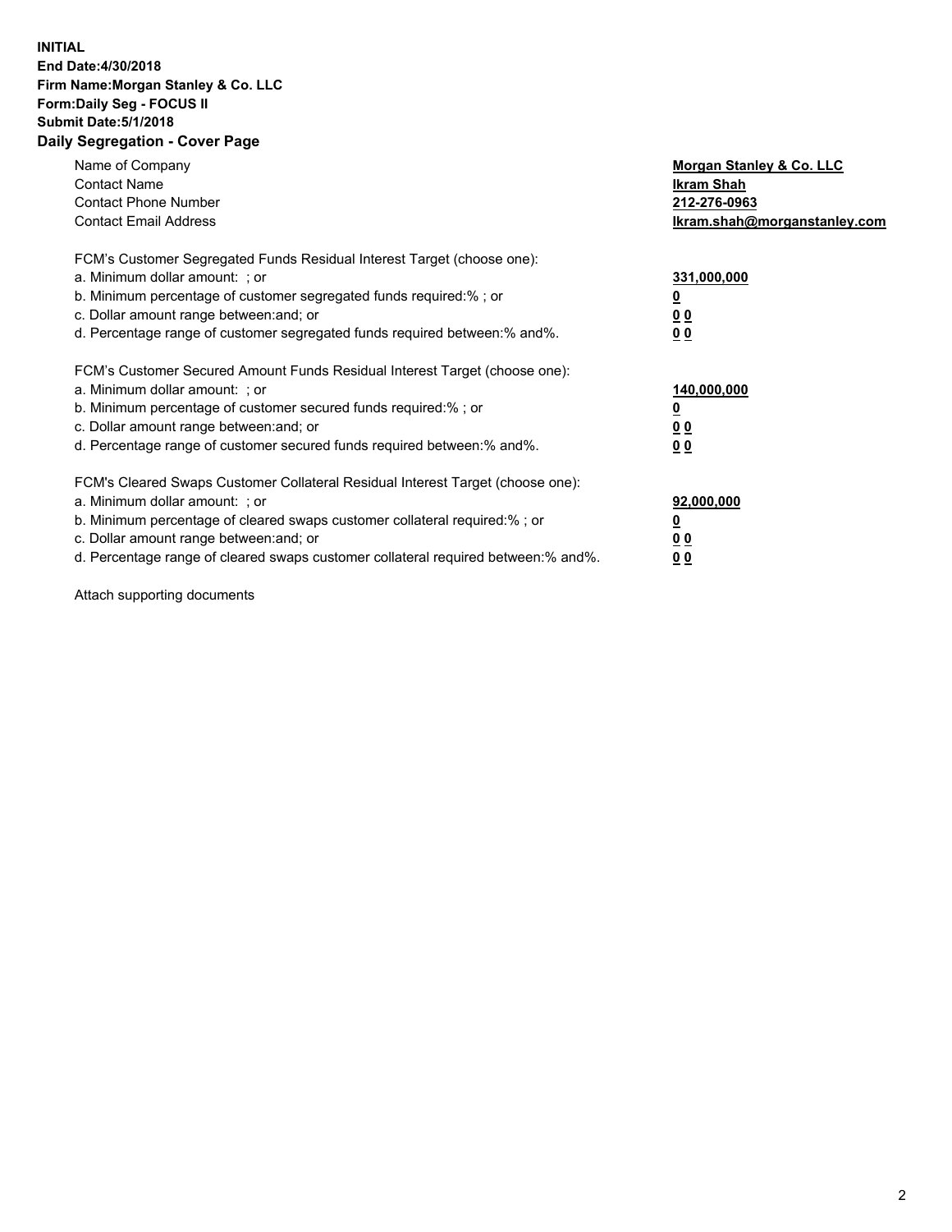**INITIAL**
**End Date:4/30/2018**
**Firm Name:Morgan Stanley & Co. LLC**
**Form:Daily Seg - FOCUS II**
**Submit Date:5/1/2018**

## Daily Segregation - Cover Page

| | |
|---|---|
| Name of Company | **Morgan Stanley & Co. LLC** |
| Contact Name | **Ikram Shah** |
| Contact Phone Number | **212-276-0963** |
| Contact Email Address | **Ikram.shah@morganstanley.com** |

FCM's Customer Segregated Funds Residual Interest Target (choose one):

| | |
|---|---|
| a. Minimum dollar amount: ; or | **331,000,000** |
| b. Minimum percentage of customer segregated funds required:% ; or | **0** |
| c. Dollar amount range between:and; or | **0 0** |
| d. Percentage range of customer segregated funds required between:% and%. | **0 0** |

FCM's Customer Secured Amount Funds Residual Interest Target (choose one):

| | |
|---|---|
| a. Minimum dollar amount: ; or | **140,000,000** |
| b. Minimum percentage of customer secured funds required:% ; or | **0** |
| c. Dollar amount range between:and; or | **0 0** |
| d. Percentage range of customer secured funds required between:% and%. | **0 0** |

FCM's Cleared Swaps Customer Collateral Residual Interest Target (choose one):

| | |
|---|---|
| a. Minimum dollar amount: ; or | **92,000,000** |
| b. Minimum percentage of cleared swaps customer collateral required:% ; or | **0** |
| c. Dollar amount range between:and; or | **0 0** |
| d. Percentage range of cleared swaps customer collateral required between:% and%. | **0 0** |

Attach supporting documents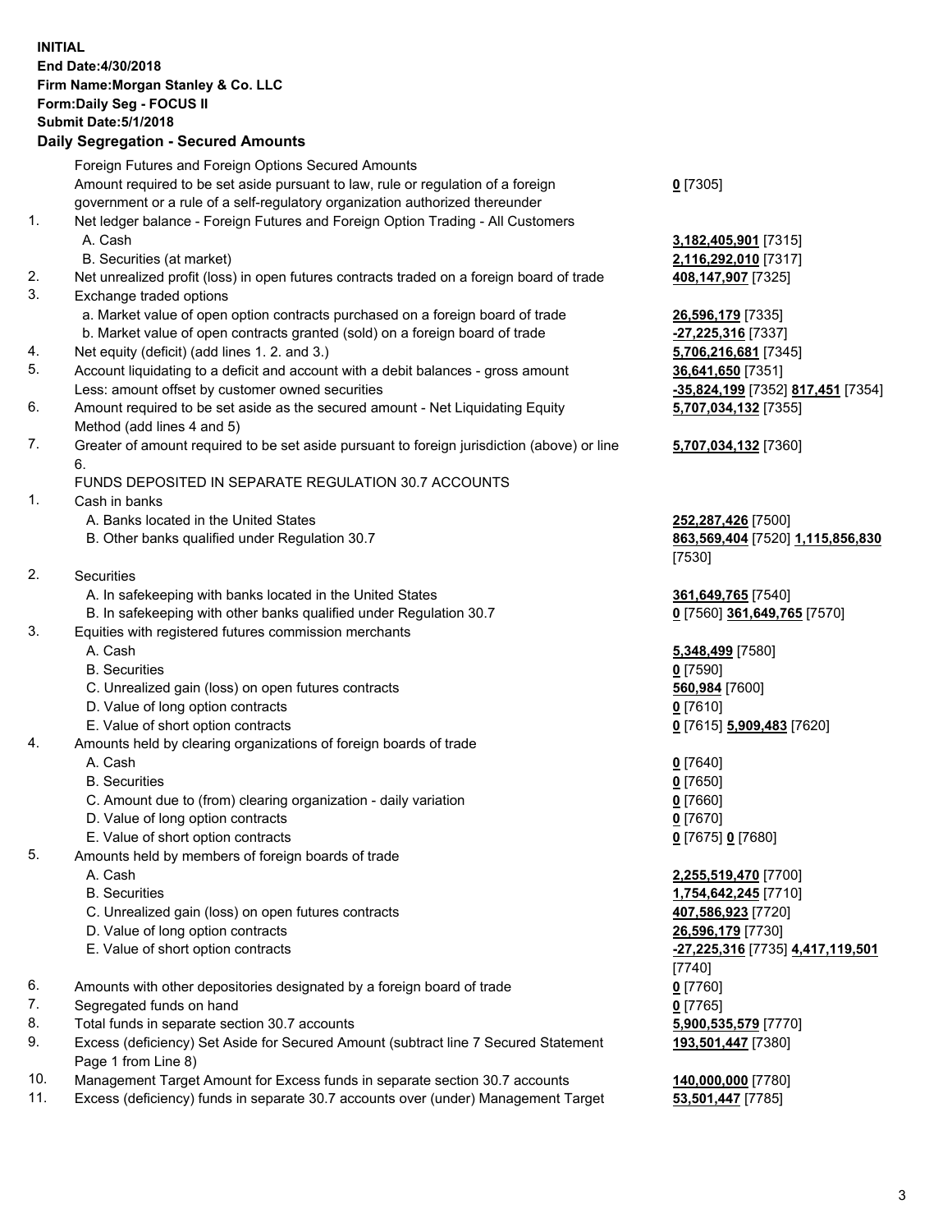**INITIAL**
**End Date:4/30/2018**
**Firm Name:Morgan Stanley & Co. LLC**
**Form:Daily Seg - FOCUS II**
**Submit Date:5/1/2018**

**Daily Segregation - Secured Amounts**

| | | |
|---|---|---|
| | Foreign Futures and Foreign Options Secured Amounts | |
| | Amount required to be set aside pursuant to law, rule or regulation of a foreign government or a rule of a self-regulatory organization authorized thereunder | **0** [7305] |
| 1. | Net ledger balance - Foreign Futures and Foreign Option Trading - All Customers | |
| | A. Cash | **3,182,405,901** [7315] |
| | B. Securities (at market) | **2,116,292,010** [7317] |
| 2. | Net unrealized profit (loss) in open futures contracts traded on a foreign board of trade | **408,147,907** [7325] |
| 3. | Exchange traded options | |
| | a. Market value of open option contracts purchased on a foreign board of trade | **26,596,179** [7335] |
| | b. Market value of open contracts granted (sold) on a foreign board of trade | **-27,225,316** [7337] |
| 4. | Net equity (deficit) (add lines 1. 2. and 3.) | **5,706,216,681** [7345] |
| 5. | Account liquidating to a deficit and account with a debit balances - gross amount | **36,641,650** [7351] |
| | Less: amount offset by customer owned securities | **-35,824,199** [7352] **817,451** [7354] |
| 6. | Amount required to be set aside as the secured amount - Net Liquidating Equity Method (add lines 4 and 5) | **5,707,034,132** [7355] |
| 7. | Greater of amount required to be set aside pursuant to foreign jurisdiction (above) or line 6. | **5,707,034,132** [7360] |
| | FUNDS DEPOSITED IN SEPARATE REGULATION 30.7 ACCOUNTS | |
| 1. | Cash in banks | |
| | A. Banks located in the United States | **252,287,426** [7500] |
| | B. Other banks qualified under Regulation 30.7 | **863,569,404** [7520] **1,115,856,830** [7530] |
| 2. | Securities | |
| | A. In safekeeping with banks located in the United States | **361,649,765** [7540] |
| | B. In safekeeping with other banks qualified under Regulation 30.7 | **0** [7560] **361,649,765** [7570] |
| 3. | Equities with registered futures commission merchants | |
| | A. Cash | **5,348,499** [7580] |
| | B. Securities | **0** [7590] |
| | C. Unrealized gain (loss) on open futures contracts | **560,984** [7600] |
| | D. Value of long option contracts | **0** [7610] |
| | E. Value of short option contracts | **0** [7615] **5,909,483** [7620] |
| 4. | Amounts held by clearing organizations of foreign boards of trade | |
| | A. Cash | **0** [7640] |
| | B. Securities | **0** [7650] |
| | C. Amount due to (from) clearing organization - daily variation | **0** [7660] |
| | D. Value of long option contracts | **0** [7670] |
| | E. Value of short option contracts | **0** [7675] **0** [7680] |
| 5. | Amounts held by members of foreign boards of trade | |
| | A. Cash | **2,255,519,470** [7700] |
| | B. Securities | **1,754,642,245** [7710] |
| | C. Unrealized gain (loss) on open futures contracts | **407,586,923** [7720] |
| | D. Value of long option contracts | **26,596,179** [7730] |
| | E. Value of short option contracts | **-27,225,316** [7735] **4,417,119,501** [7740] |
| 6. | Amounts with other depositories designated by a foreign board of trade | **0** [7760] |
| 7. | Segregated funds on hand | **0** [7765] |
| 8. | Total funds in separate section 30.7 accounts | **5,900,535,579** [7770] |
| 9. | Excess (deficiency) Set Aside for Secured Amount (subtract line 7 Secured Statement Page 1 from Line 8) | **193,501,447** [7380] |
| 10. | Management Target Amount for Excess funds in separate section 30.7 accounts | **140,000,000** [7780] |
| 11. | Excess (deficiency) funds in separate 30.7 accounts over (under) Management Target | **53,501,447** [7785] |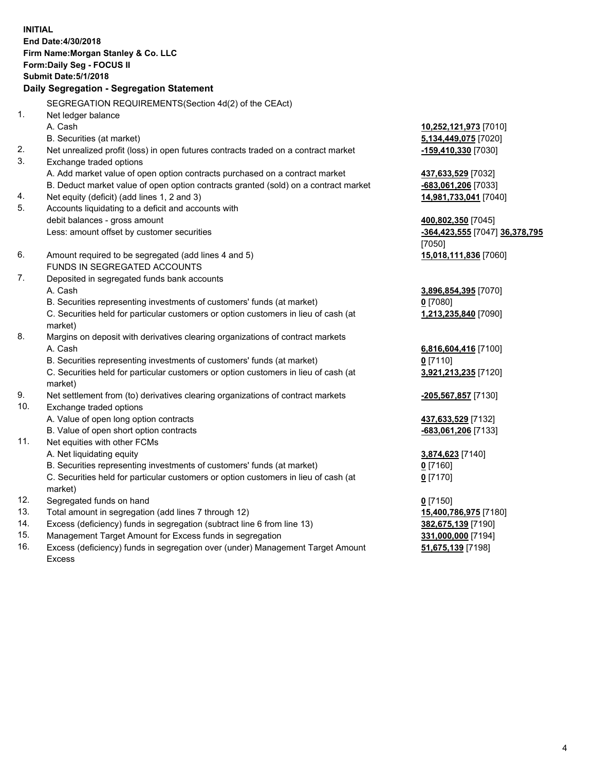**INITIAL**
**End Date:4/30/2018**
**Firm Name:Morgan Stanley & Co. LLC**
**Form:Daily Seg - FOCUS II**
**Submit Date:5/1/2018**

**Daily Segregation - Segregation Statement**

SEGREGATION REQUIREMENTS(Section 4d(2) of the CEAct)

| | | |
|---|---|---|
| 1. | Net ledger balance | |
| | A. Cash | **10,252,121,973** [7010] |
| | B. Securities (at market) | **5,134,449,075** [7020] |
| 2. | Net unrealized profit (loss) in open futures contracts traded on a contract market | **-159,410,330** [7030] |
| 3. | Exchange traded options | |
| | A. Add market value of open option contracts purchased on a contract market | **437,633,529** [7032] |
| | B. Deduct market value of open option contracts granted (sold) on a contract market | **-683,061,206** [7033] |
| 4. | Net equity (deficit) (add lines 1, 2 and 3) | **14,981,733,041** [7040] |
| 5. | Accounts liquidating to a deficit and accounts with debit balances - gross amount | **400,802,350** [7045] |
| | Less: amount offset by customer securities | **-364,423,555** [7047] **36,378,795** [7050] |
| 6. | Amount required to be segregated (add lines 4 and 5) | **15,018,111,836** [7060] |
| | FUNDS IN SEGREGATED ACCOUNTS | |
| 7. | Deposited in segregated funds bank accounts | |
| | A. Cash | **3,896,854,395** [7070] |
| | B. Securities representing investments of customers' funds (at market) | **0** [7080] |
| | C. Securities held for particular customers or option customers in lieu of cash (at market) | **1,213,235,840** [7090] |
| 8. | Margins on deposit with derivatives clearing organizations of contract markets | |
| | A. Cash | **6,816,604,416** [7100] |
| | B. Securities representing investments of customers' funds (at market) | **0** [7110] |
| | C. Securities held for particular customers or option customers in lieu of cash (at market) | **3,921,213,235** [7120] |
| 9. | Net settlement from (to) derivatives clearing organizations of contract markets | **-205,567,857** [7130] |
| 10. | Exchange traded options | |
| | A. Value of open long option contracts | **437,633,529** [7132] |
| | B. Value of open short option contracts | **-683,061,206** [7133] |
| 11. | Net equities with other FCMs | |
| | A. Net liquidating equity | **3,874,623** [7140] |
| | B. Securities representing investments of customers' funds (at market) | **0** [7160] |
| | C. Securities held for particular customers or option customers in lieu of cash (at market) | **0** [7170] |
| 12. | Segregated funds on hand | **0** [7150] |
| 13. | Total amount in segregation (add lines 7 through 12) | **15,400,786,975** [7180] |
| 14. | Excess (deficiency) funds in segregation (subtract line 6 from line 13) | **382,675,139** [7190] |
| 15. | Management Target Amount for Excess funds in segregation | **331,000,000** [7194] |
| 16. | Excess (deficiency) funds in segregation over (under) Management Target Amount Excess | **51,675,139** [7198] |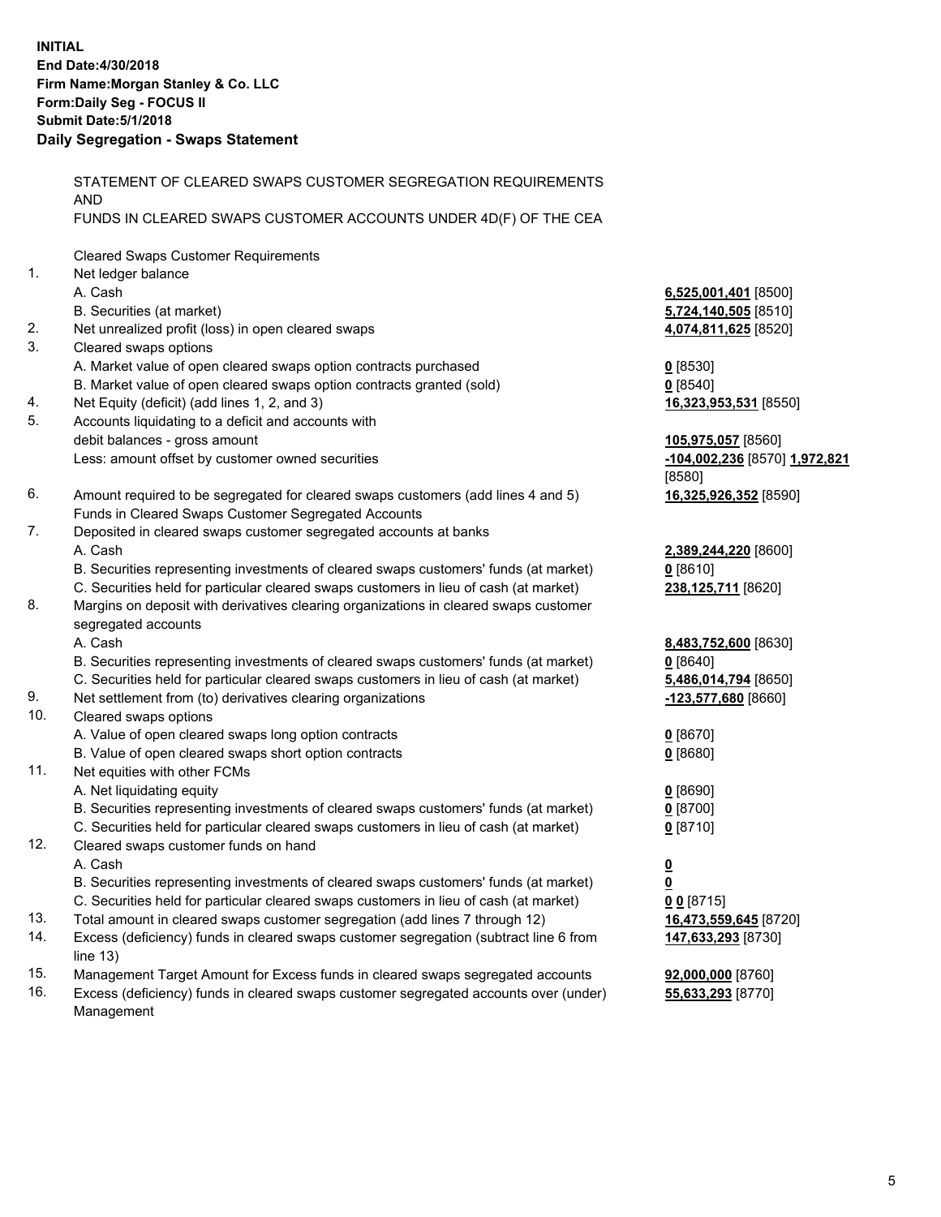**INITIAL**
**End Date:4/30/2018**
**Firm Name:Morgan Stanley & Co. LLC**
**Form:Daily Seg - FOCUS II**
**Submit Date:5/1/2018**
**Daily Segregation - Swaps Statement**

STATEMENT OF CLEARED SWAPS CUSTOMER SEGREGATION REQUIREMENTS AND FUNDS IN CLEARED SWAPS CUSTOMER ACCOUNTS UNDER 4D(F) OF THE CEA

| | | |
|---|---|---|
| | Cleared Swaps Customer Requirements | |
| 1. | Net ledger balance | |
| | A. Cash | **6,525,001,401** [8500] |
| | B. Securities (at market) | **5,724,140,505** [8510] |
| 2. | Net unrealized profit (loss) in open cleared swaps | **4,074,811,625** [8520] |
| 3. | Cleared swaps options | |
| | A. Market value of open cleared swaps option contracts purchased | **0** [8530] |
| | B. Market value of open cleared swaps option contracts granted (sold) | **0** [8540] |
| 4. | Net Equity (deficit) (add lines 1, 2, and 3) | **16,323,953,531** [8550] |
| 5. | Accounts liquidating to a deficit and accounts with debit balances - gross amount | **105,975,057** [8560] |
| | Less: amount offset by customer owned securities | **-104,002,236** [8570] **1,972,821** [8580] |
| 6. | Amount required to be segregated for cleared swaps customers (add lines 4 and 5) | **16,325,926,352** [8590] |
| | Funds in Cleared Swaps Customer Segregated Accounts | |
| 7. | Deposited in cleared swaps customer segregated accounts at banks | |
| | A. Cash | **2,389,244,220** [8600] |
| | B. Securities representing investments of cleared swaps customers' funds (at market) | **0** [8610] |
| | C. Securities held for particular cleared swaps customers in lieu of cash (at market) | **238,125,711** [8620] |
| 8. | Margins on deposit with derivatives clearing organizations in cleared swaps customer segregated accounts | |
| | A. Cash | **8,483,752,600** [8630] |
| | B. Securities representing investments of cleared swaps customers' funds (at market) | **0** [8640] |
| | C. Securities held for particular cleared swaps customers in lieu of cash (at market) | **5,486,014,794** [8650] |
| 9. | Net settlement from (to) derivatives clearing organizations | **-123,577,680** [8660] |
| 10. | Cleared swaps options | |
| | A. Value of open cleared swaps long option contracts | **0** [8670] |
| | B. Value of open cleared swaps short option contracts | **0** [8680] |
| 11. | Net equities with other FCMs | |
| | A. Net liquidating equity | **0** [8690] |
| | B. Securities representing investments of cleared swaps customers' funds (at market) | **0** [8700] |
| | C. Securities held for particular cleared swaps customers in lieu of cash (at market) | **0** [8710] |
| 12. | Cleared swaps customer funds on hand | |
| | A. Cash | **0** |
| | B. Securities representing investments of cleared swaps customers' funds (at market) | **0** |
| | C. Securities held for particular cleared swaps customers in lieu of cash (at market) | **0** **0** [8715] |
| 13. | Total amount in cleared swaps customer segregation (add lines 7 through 12) | **16,473,559,645** [8720] |
| 14. | Excess (deficiency) funds in cleared swaps customer segregation (subtract line 6 from line 13) | **147,633,293** [8730] |
| 15. | Management Target Amount for Excess funds in cleared swaps segregated accounts | **92,000,000** [8760] |
| 16. | Excess (deficiency) funds in cleared swaps customer segregated accounts over (under) Management | **55,633,293** [8770] |